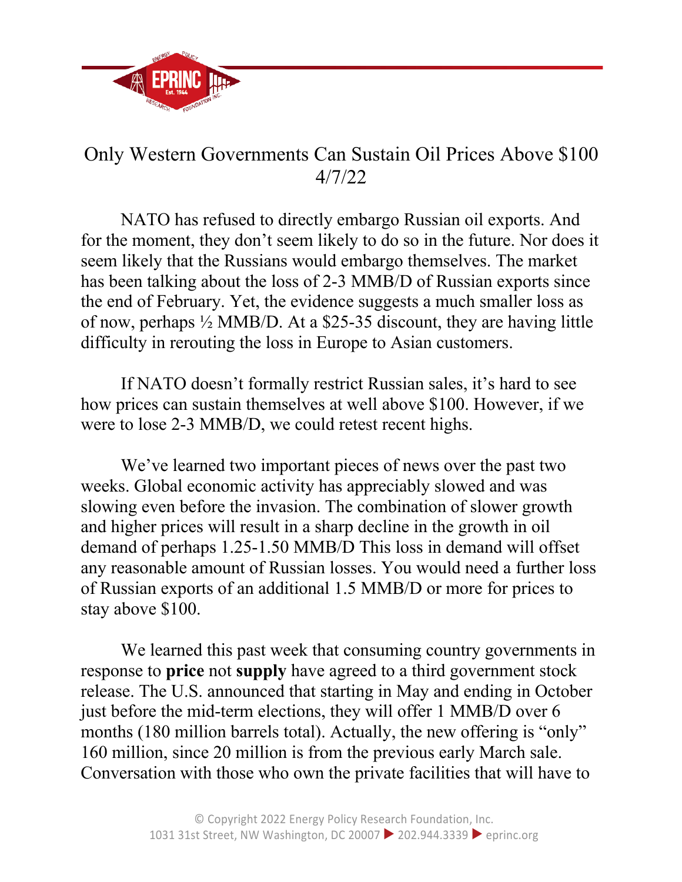# Only Western Governments Can Sustain Oil Prices Above $100

4/7/22

NATO has refused to directly embargo Russian oil exports. And for the moment, they don't seem likely to do so in the future. Nor does it seem likely that the Russians would embargo themselves. The market has been talking about the loss of 2-3 MMB/D of Russian exports since the end of February. Yet, the evidence suggests a much smaller loss as of now, perhaps ½ MMB/D. At a $25-35 discount, they are having little difficulty in rerouting the loss in Europe to Asian customers.

If NATO doesn't formally restrict Russian sales, it's hard to see how prices can sustain themselves at well above $100. However, if we were to lose 2-3 MMB/D, we could retest recent highs.

We've learned two important pieces of news over the past two weeks. Global economic activity has appreciably slowed and was slowing even before the invasion. The combination of slower growth and higher prices will result in a sharp decline in the growth in oil demand of perhaps 1.25-1.50 MMB/D This loss in demand will offset any reasonable amount of Russian losses. You would need a further loss of Russian exports of an additional 1.5 MMB/D or more for prices to stay above $100.

We learned this past week that consuming country governments in response to **price** not **supply** have agreed to a third government stock release. The U.S. announced that starting in May and ending in October just before the mid-term elections, they will offer 1 MMB/D over 6 months (180 million barrels total). Actually, the new offering is "only" 160 million, since 20 million is from the previous early March sale. Conversation with those who own the private facilities that will have to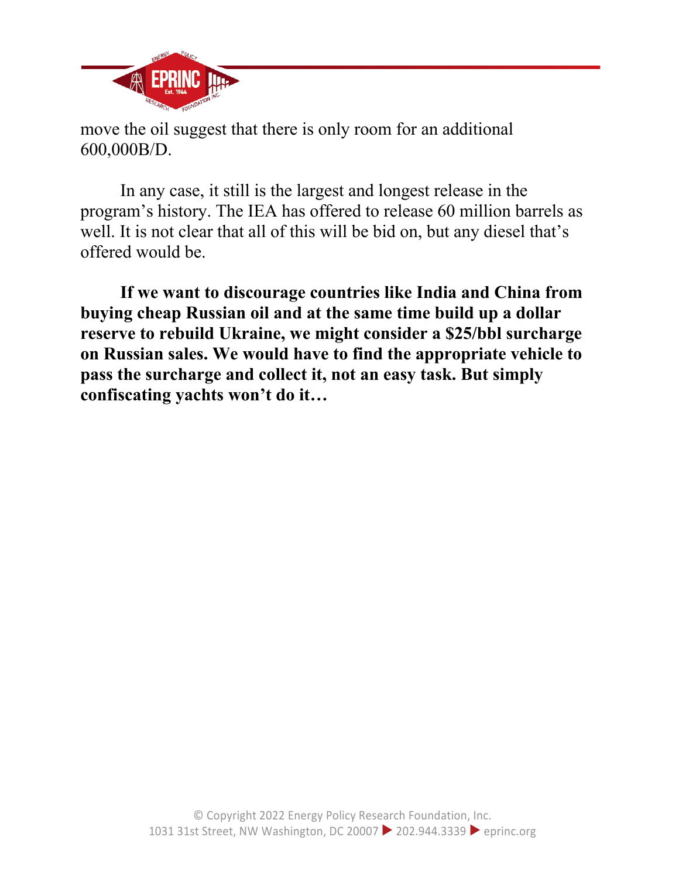move the oil suggest that there is only room for an additional 600,000B/D.

In any case, it still is the largest and longest release in the program's history. The IEA has offered to release 60 million barrels as well. It is not clear that all of this will be bid on, but any diesel that's offered would be.

**If we want to discourage countries like India and China from buying cheap Russian oil and at the same time build up a dollar reserve to rebuild Ukraine, we might consider a $25/bbl surcharge on Russian sales. We would have to find the appropriate vehicle to pass the surcharge and collect it, not an easy task. But simply confiscating yachts won't do it…**